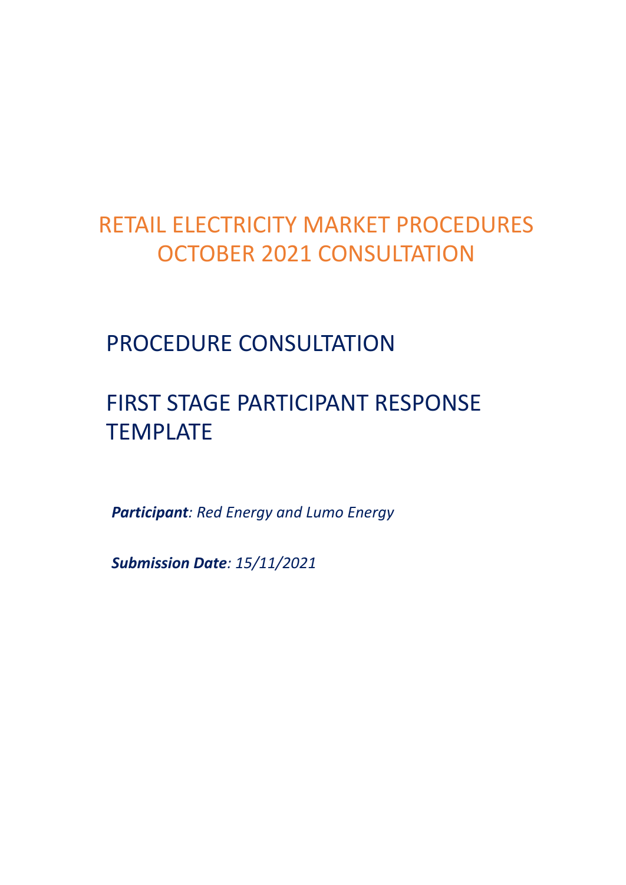# RETAIL ELECTRICITY MARKET PROCEDURES OCTOBER 2021 CONSULTATION

## PROCEDURE CONSULTATION

## FIRST STAGE PARTICIPANT RESPONSE TEMPLATE

***Participant****: Red Energy and Lumo Energy*

***Submission Date****: 15/11/2021*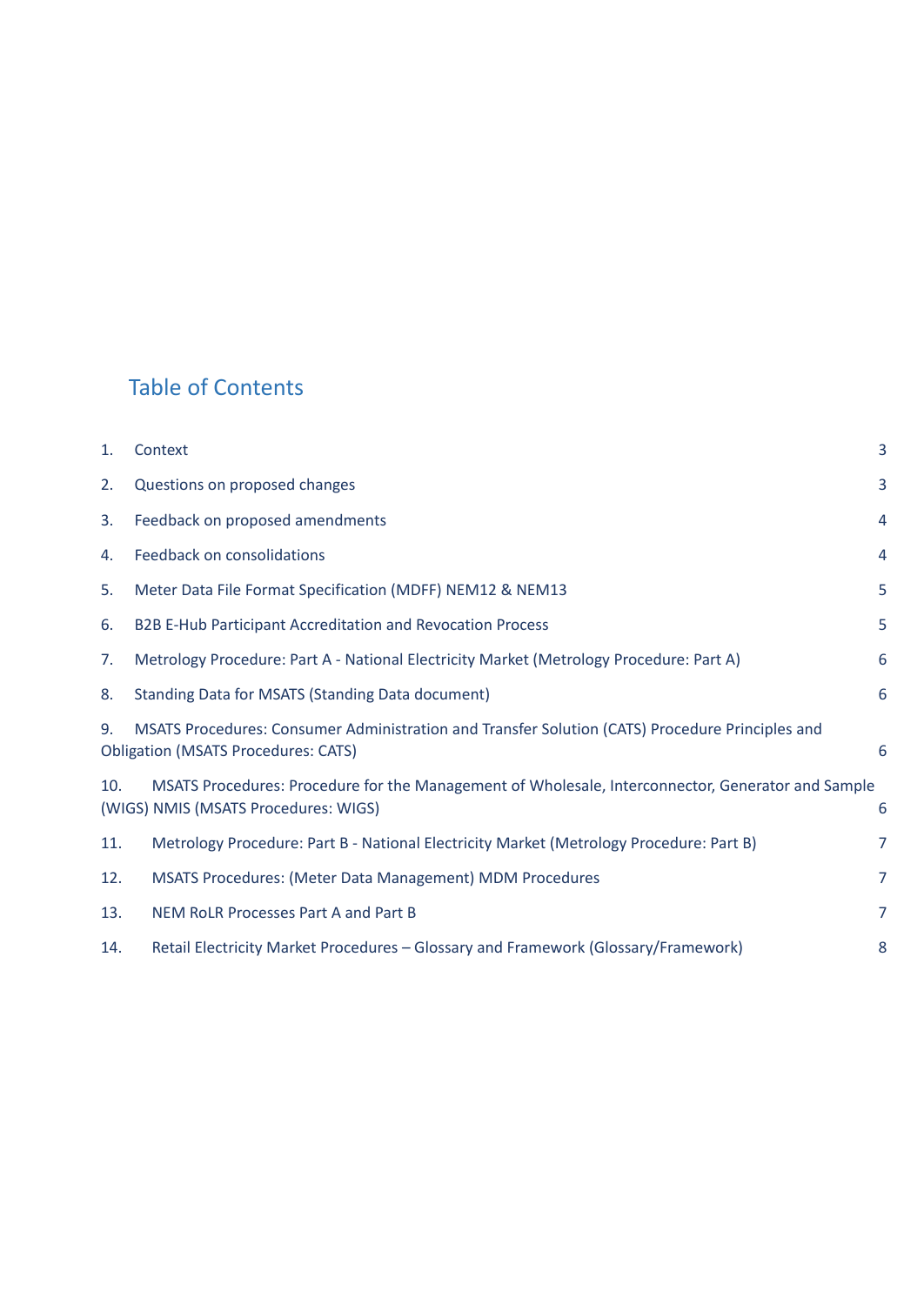## Table of Contents

1. Context 3
2. Questions on proposed changes 3
3. Feedback on proposed amendments 4
4. Feedback on consolidations 4
5. Meter Data File Format Specification (MDFF) NEM12 & NEM13 5
6. B2B E-Hub Participant Accreditation and Revocation Process 5
7. Metrology Procedure: Part A - National Electricity Market (Metrology Procedure: Part A) 6
8. Standing Data for MSATS (Standing Data document) 6
9. MSATS Procedures: Consumer Administration and Transfer Solution (CATS) Procedure Principles and Obligation (MSATS Procedures: CATS) 6
10. MSATS Procedures: Procedure for the Management of Wholesale, Interconnector, Generator and Sample (WIGS) NMIS (MSATS Procedures: WIGS) 6
11. Metrology Procedure: Part B - National Electricity Market (Metrology Procedure: Part B) 7
12. MSATS Procedures: (Meter Data Management) MDM Procedures 7
13. NEM RoLR Processes Part A and Part B 7
14. Retail Electricity Market Procedures – Glossary and Framework (Glossary/Framework) 8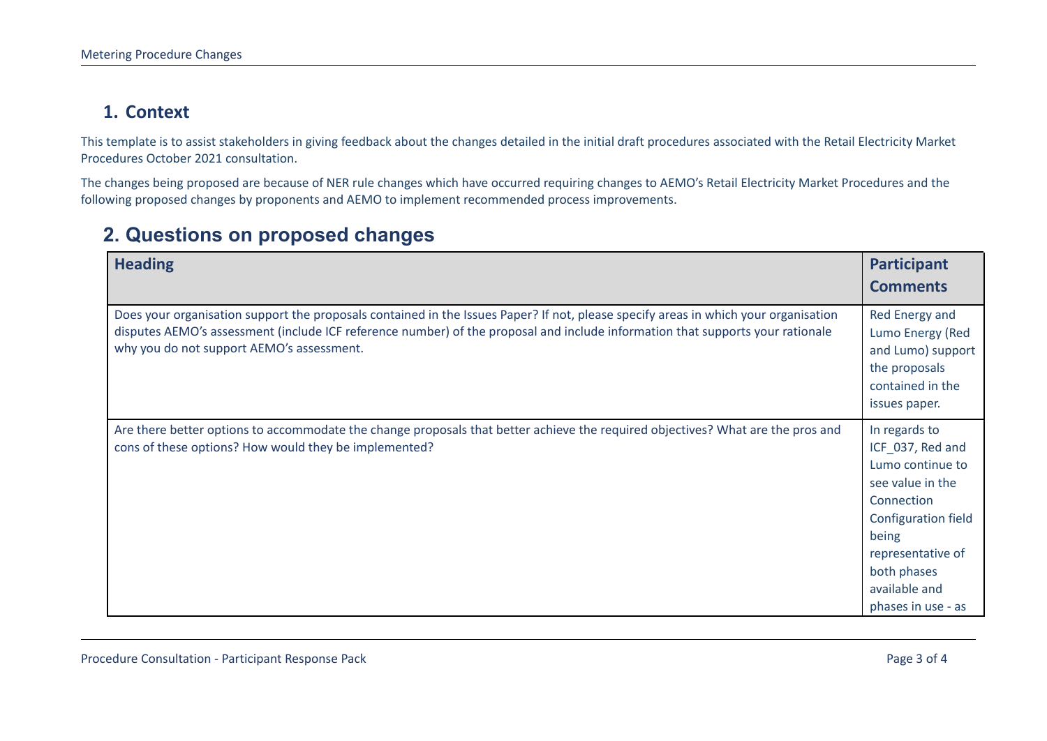## 1. Context

This template is to assist stakeholders in giving feedback about the changes detailed in the initial draft procedures associated with the Retail Electricity Market Procedures October 2021 consultation.

The changes being proposed are because of NER rule changes which have occurred requiring changes to AEMO's Retail Electricity Market Procedures and the following proposed changes by proponents and AEMO to implement recommended process improvements.

## 2. Questions on proposed changes

| Heading | Participant Comments |
| --- | --- |
| Does your organisation support the proposals contained in the Issues Paper? If not, please specify areas in which your organisation disputes AEMO's assessment (include ICF reference number) of the proposal and include information that supports your rationale why you do not support AEMO's assessment. | Red Energy and Lumo Energy (Red and Lumo) support the proposals contained in the issues paper. |
| Are there better options to accommodate the change proposals that better achieve the required objectives? What are the pros and cons of these options? How would they be implemented? | In regards to ICF_037, Red and Lumo continue to see value in the Connection Configuration field being representative of both phases available and phases in use - as |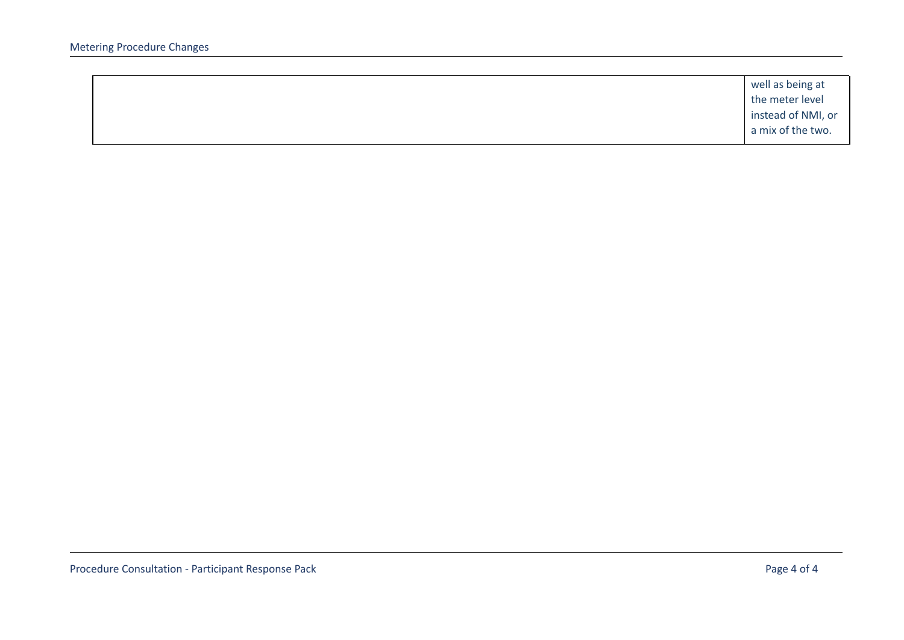| | |
|---|---|
| | well as being at the meter level instead of NMI, or a mix of the two. |